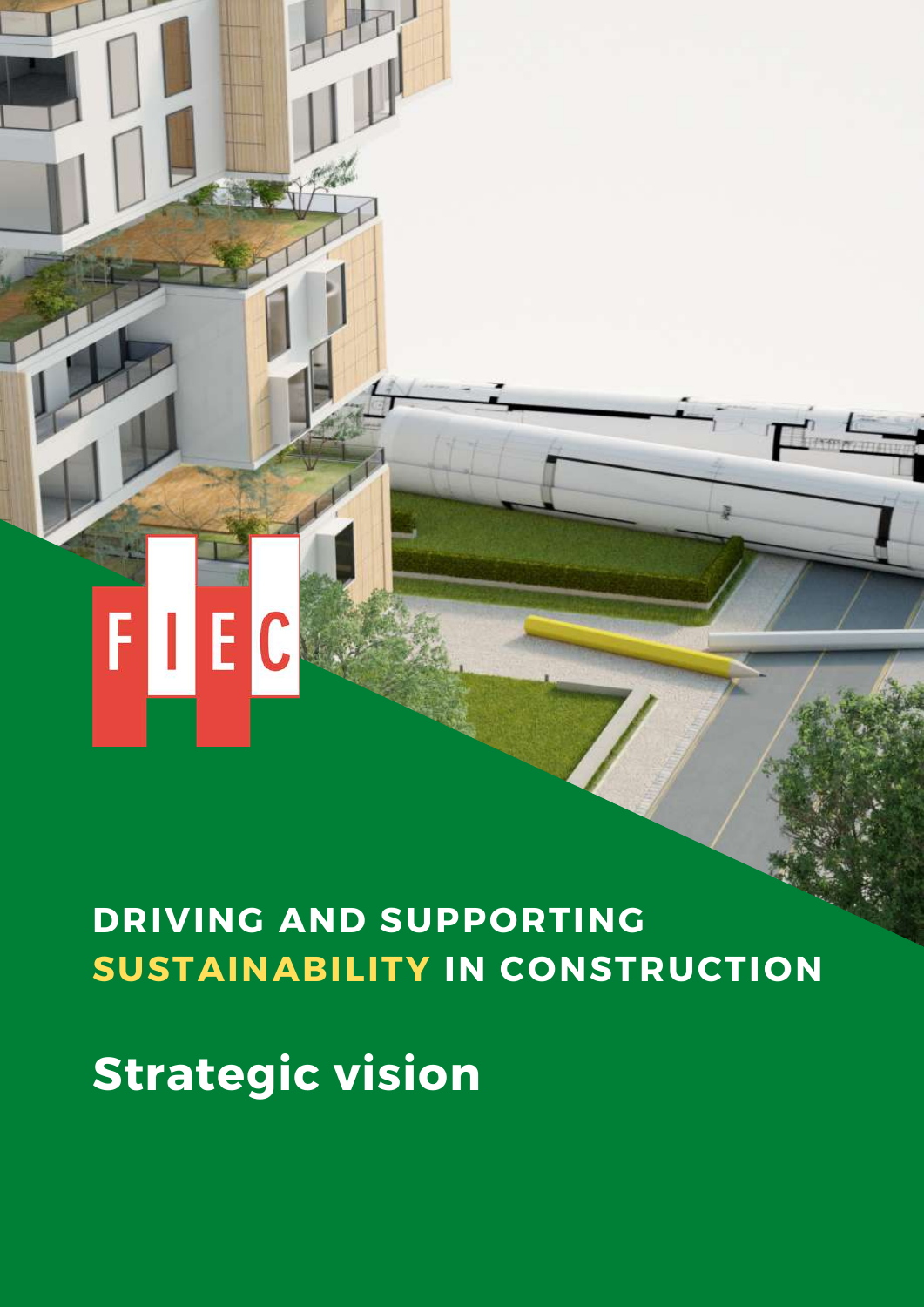FIEC

# DRIVING AND SUPPORTING SUSTAINABILITY IN CONSTRUCTION

## Strategic vision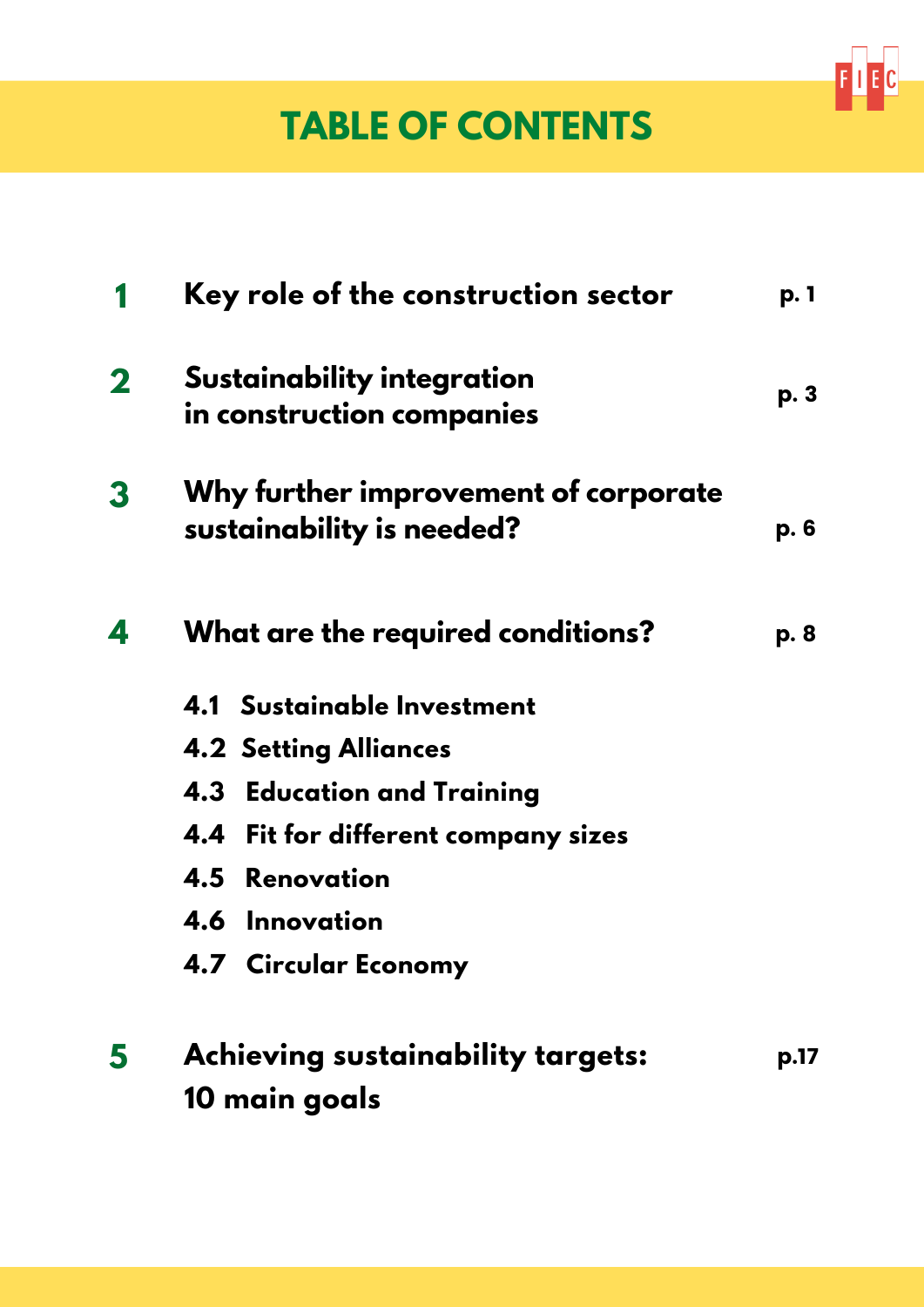# TABLE OF CONTENTS

| | | |
|---|---|---|
| **1** | **Key role of the construction sector** | **p. 1** |
| **2** | **Sustainability integration in construction companies** | **p. 3** |
| **3** | **Why further improvement of corporate sustainability is needed?** | **p. 6** |
| **4** | **What are the required conditions?** | **p. 8** |
| | **4.1 Sustainable Investment** | |
| | **4.2 Setting Alliances** | |
| | **4.3 Education and Training** | |
| | **4.4 Fit for different company sizes** | |
| | **4.5 Renovation** | |
| | **4.6 Innovation** | |
| | **4.7 Circular Economy** | |
| **5** | **Achieving sustainability targets: 10 main goals** | **p.17** |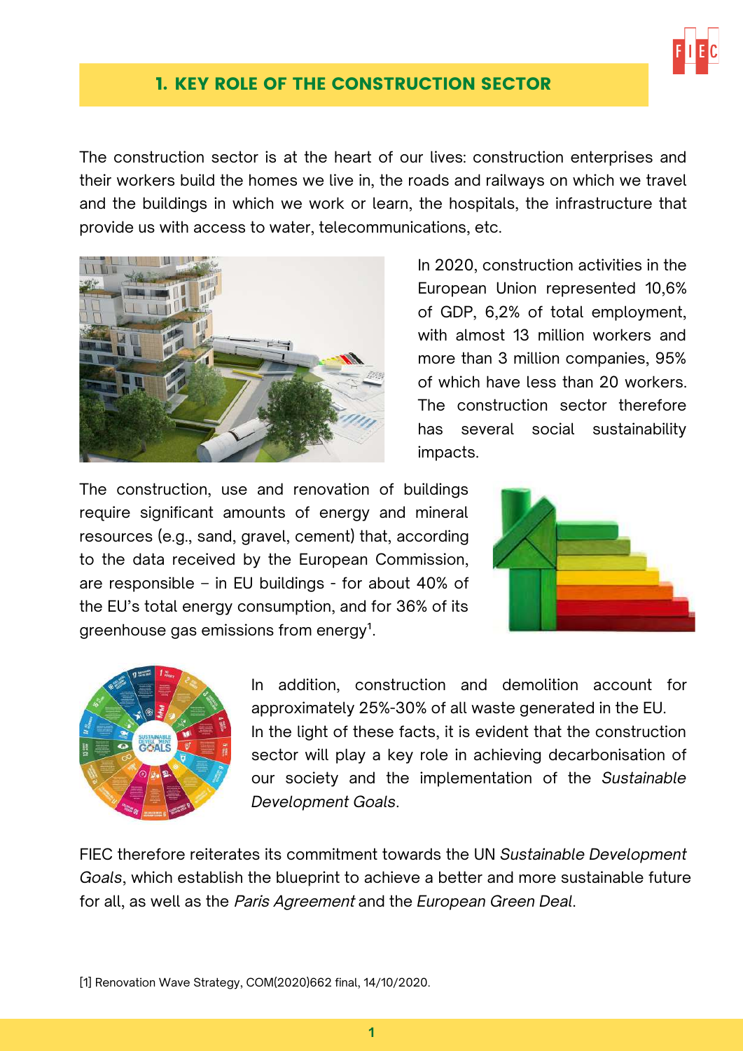## 1. KEY ROLE OF THE CONSTRUCTION SECTOR

The construction sector is at the heart of our lives: construction enterprises and their workers build the homes we live in, the roads and railways on which we travel and the buildings in which we work or learn, the hospitals, the infrastructure that provide us with access to water, telecommunications, etc.

In 2020, construction activities in the European Union represented 10,6% of GDP, 6,2% of total employment, with almost 13 million workers and more than 3 million companies, 95% of which have less than 20 workers. The construction sector therefore has several social sustainability impacts.

The construction, use and renovation of buildings require significant amounts of energy and mineral resources (e.g., sand, gravel, cement) that, according to the data received by the European Commission, are responsible – in EU buildings - for about 40% of the EU's total energy consumption, and for 36% of its greenhouse gas emissions from energy[1].

In addition, construction and demolition account for approximately 25%-30% of all waste generated in the EU. In the light of these facts, it is evident that the construction sector will play a key role in achieving decarbonisation of our society and the implementation of the *Sustainable Development Goals*.

FIEC therefore reiterates its commitment towards the UN *Sustainable Development Goals*, which establish the blueprint to achieve a better and more sustainable future for all, as well as the *Paris Agreement* and the *European Green Deal*.

[1] Renovation Wave Strategy, COM(2020)662 final, 14/10/2020.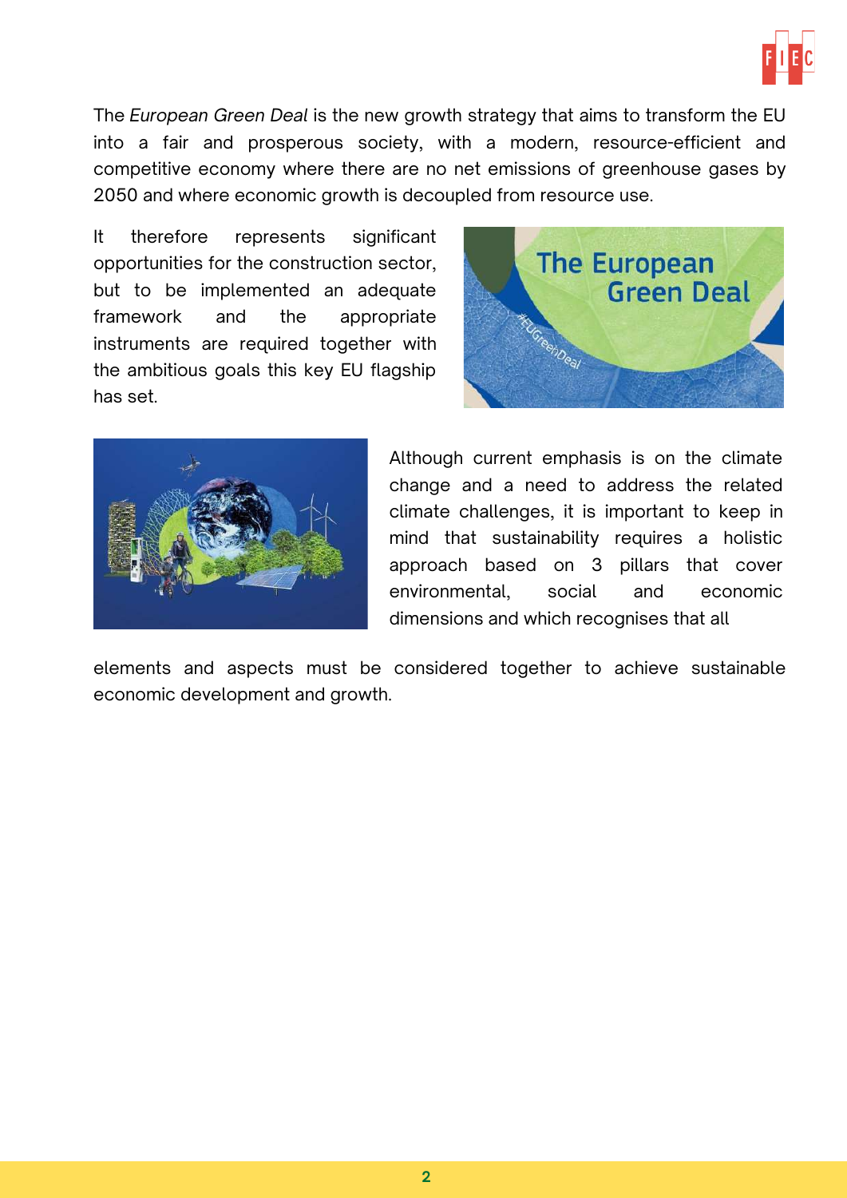The *European Green Deal* is the new growth strategy that aims to transform the EU into a fair and prosperous society, with a modern, resource-efficient and competitive economy where there are no net emissions of greenhouse gases by 2050 and where economic growth is decoupled from resource use.

It therefore represents significant opportunities for the construction sector, but to be implemented an adequate framework and the appropriate instruments are required together with the ambitious goals this key EU flagship has set.

Although current emphasis is on the climate change and a need to address the related climate challenges, it is important to keep in mind that sustainability requires a holistic approach based on 3 pillars that cover environmental, social and economic dimensions and which recognises that all elements and aspects must be considered together to achieve sustainable economic development and growth.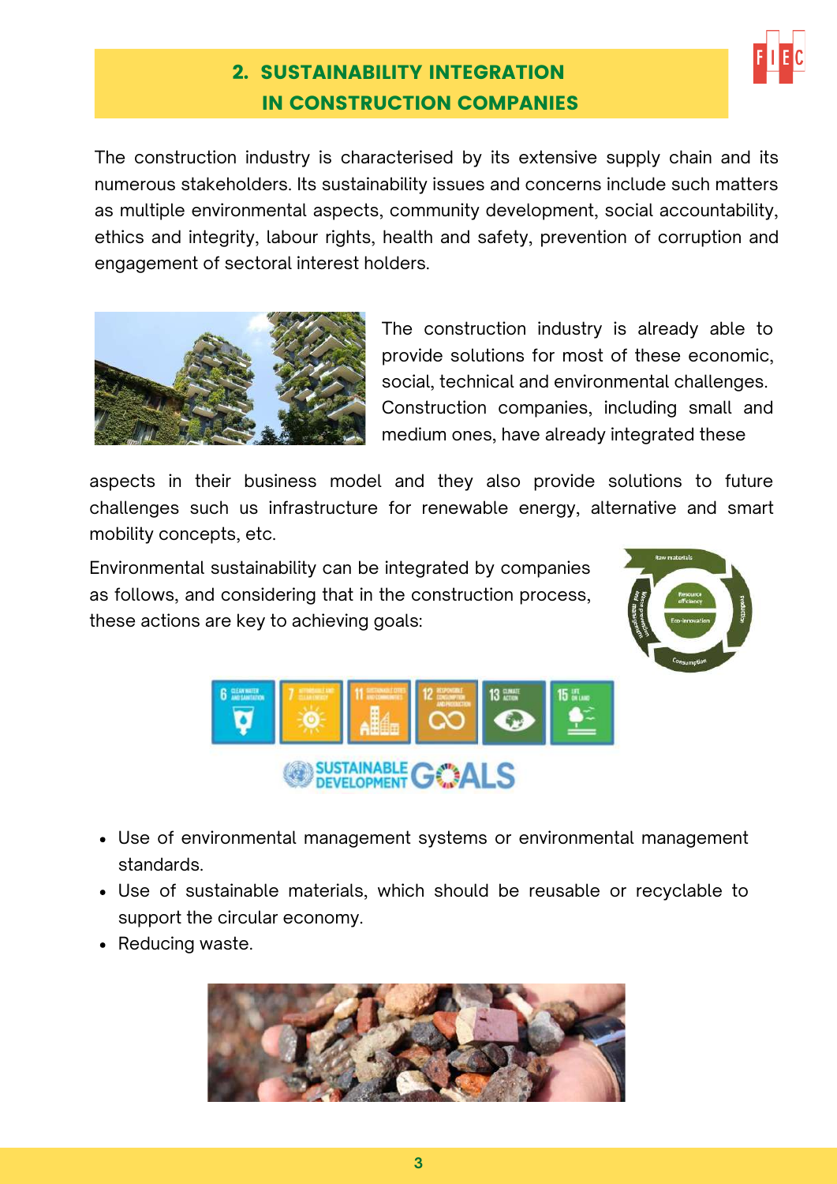## 2. SUSTAINABILITY INTEGRATION IN CONSTRUCTION COMPANIES

The construction industry is characterised by its extensive supply chain and its numerous stakeholders. Its sustainability issues and concerns include such matters as multiple environmental aspects, community development, social accountability, ethics and integrity, labour rights, health and safety, prevention of corruption and engagement of sectoral interest holders.

The construction industry is already able to provide solutions for most of these economic, social, technical and environmental challenges. Construction companies, including small and medium ones, have already integrated these aspects in their business model and they also provide solutions to future challenges such us infrastructure for renewable energy, alternative and smart mobility concepts, etc.

Environmental sustainability can be integrated by companies as follows, and considering that in the construction process, these actions are key to achieving goals:

- Use of environmental management systems or environmental management standards.
- Use of sustainable materials, which should be reusable or recyclable to support the circular economy.
- Reducing waste.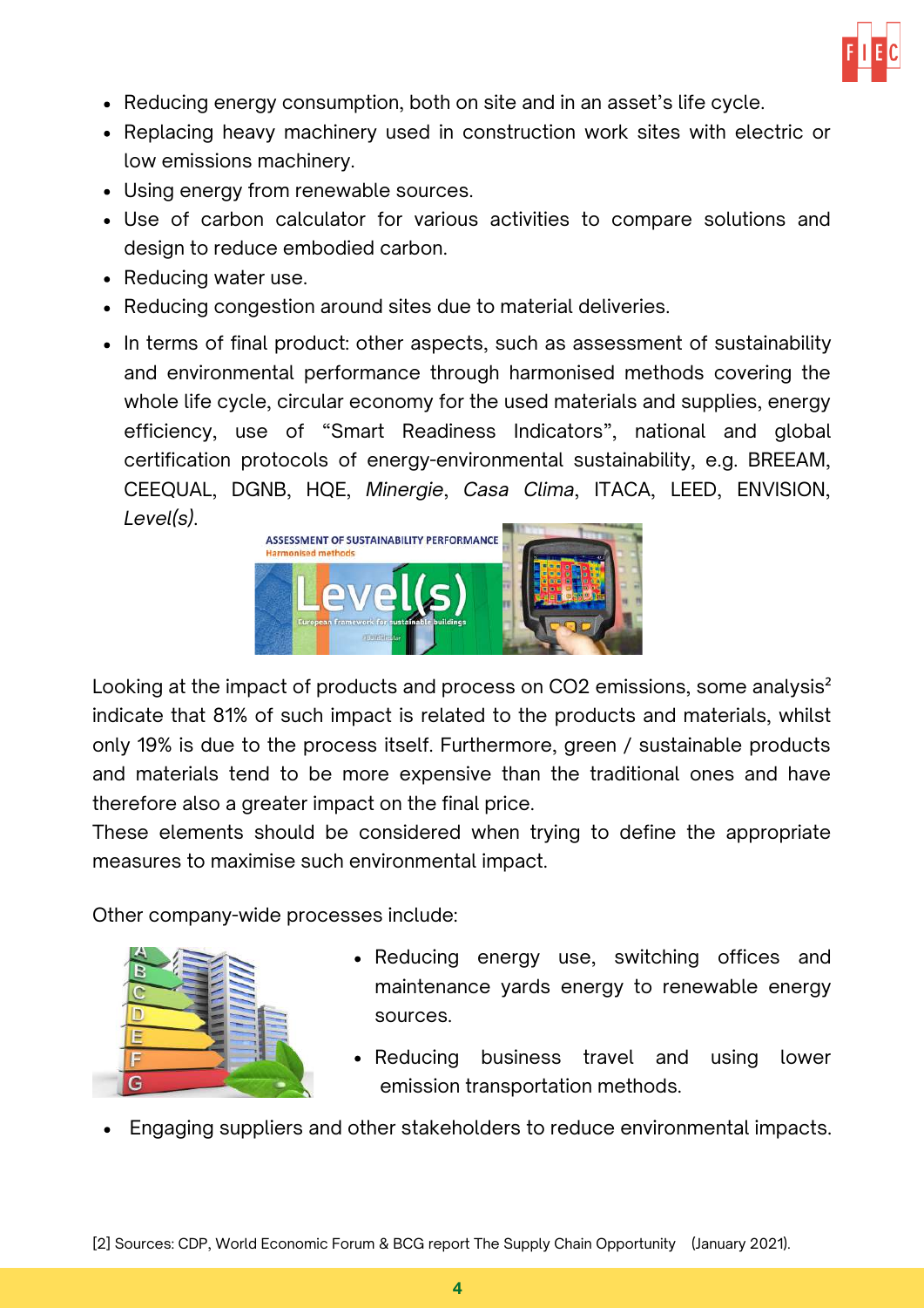- Reducing energy consumption, both on site and in an asset's life cycle.
- Replacing heavy machinery used in construction work sites with electric or low emissions machinery.
- Using energy from renewable sources.
- Use of carbon calculator for various activities to compare solutions and design to reduce embodied carbon.
- Reducing water use.
- Reducing congestion around sites due to material deliveries.
- In terms of final product: other aspects, such as assessment of sustainability and environmental performance through harmonised methods covering the whole life cycle, circular economy for the used materials and supplies, energy efficiency, use of "Smart Readiness Indicators", national and global certification protocols of energy-environmental sustainability, e.g. BREEAM, CEEQUAL, DGNB, HQE, *Minergie*, *Casa Clima*, ITACA, LEED, ENVISION, *Level(s)*.

Looking at the impact of products and process on $CO_2$ emissions, some analysis[2] indicate that 81% of such impact is related to the products and materials, whilst only 19% is due to the process itself. Furthermore, green / sustainable products and materials tend to be more expensive than the traditional ones and have therefore also a greater impact on the final price.
These elements should be considered when trying to define the appropriate measures to maximise such environmental impact.

Other company-wide processes include:

- Reducing energy use, switching offices and maintenance yards energy to renewable energy sources.
- Reducing business travel and using lower emission transportation methods.
- Engaging suppliers and other stakeholders to reduce environmental impacts.

[2] Sources: CDP, World Economic Forum & BCG report The Supply Chain Opportunity (January 2021).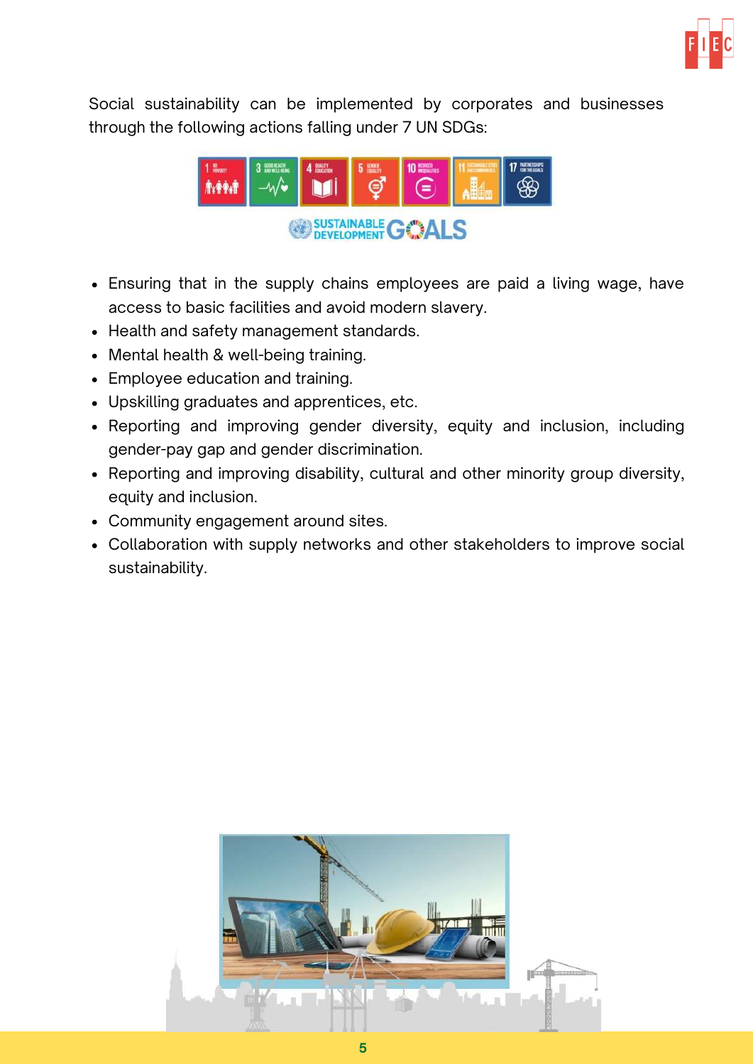Social sustainability can be implemented by corporates and businesses through the following actions falling under 7 UN SDGs:

- Ensuring that in the supply chains employees are paid a living wage, have access to basic facilities and avoid modern slavery.
- Health and safety management standards.
- Mental health & well-being training.
- Employee education and training.
- Upskilling graduates and apprentices, etc.
- Reporting and improving gender diversity, equity and inclusion, including gender-pay gap and gender discrimination.
- Reporting and improving disability, cultural and other minority group diversity, equity and inclusion.
- Community engagement around sites.
- Collaboration with supply networks and other stakeholders to improve social sustainability.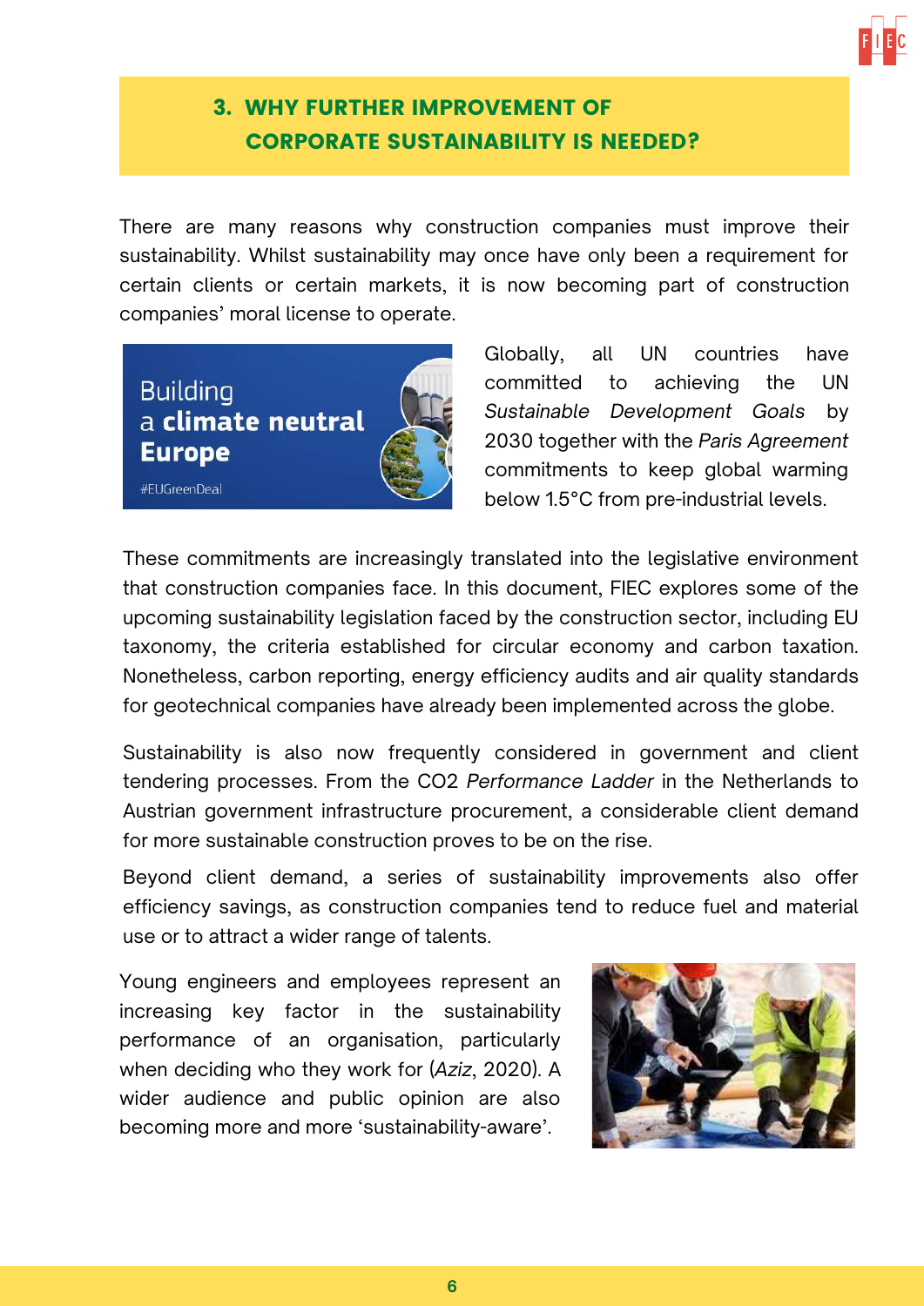## 3. WHY FURTHER IMPROVEMENT OF CORPORATE SUSTAINABILITY IS NEEDED?

There are many reasons why construction companies must improve their sustainability. Whilst sustainability may once have only been a requirement for certain clients or certain markets, it is now becoming part of construction companies' moral license to operate.

Globally, all UN countries have committed to achieving the UN *Sustainable Development Goals* by 2030 together with the *Paris Agreement* commitments to keep global warming below 1.5°C from pre-industrial levels.

These commitments are increasingly translated into the legislative environment that construction companies face. In this document, FIEC explores some of the upcoming sustainability legislation faced by the construction sector, including EU taxonomy, the criteria established for circular economy and carbon taxation. Nonetheless, carbon reporting, energy efficiency audits and air quality standards for geotechnical companies have already been implemented across the globe.

Sustainability is also now frequently considered in government and client tendering processes. From the CO2 *Performance Ladder* in the Netherlands to Austrian government infrastructure procurement, a considerable client demand for more sustainable construction proves to be on the rise.

Beyond client demand, a series of sustainability improvements also offer efficiency savings, as construction companies tend to reduce fuel and material use or to attract a wider range of talents.

Young engineers and employees represent an increasing key factor in the sustainability performance of an organisation, particularly when deciding who they work for (*Aziz*, 2020). A wider audience and public opinion are also becoming more and more 'sustainability-aware'.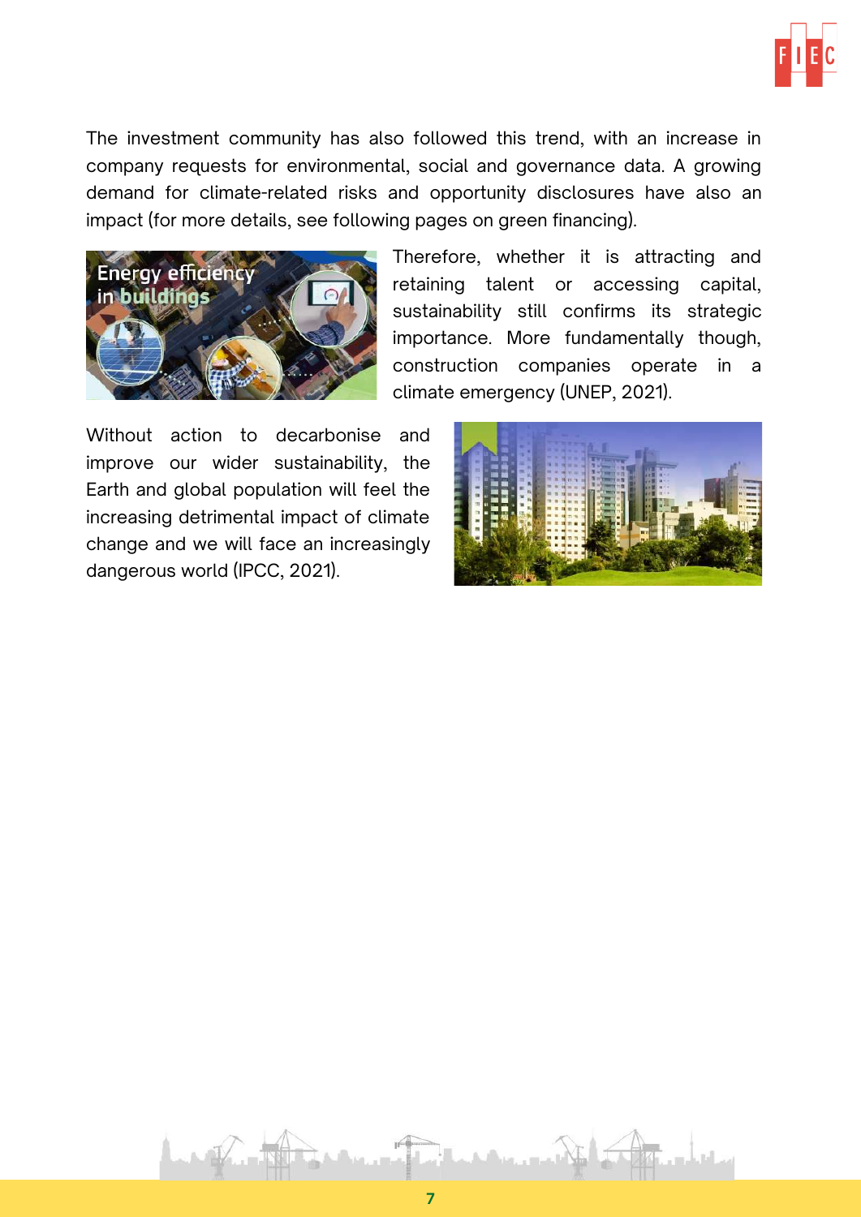The investment community has also followed this trend, with an increase in company requests for environmental, social and governance data. A growing demand for climate-related risks and opportunity disclosures have also an impact (for more details, see following pages on green financing).

Therefore, whether it is attracting and retaining talent or accessing capital, sustainability still confirms its strategic importance. More fundamentally though, construction companies operate in a climate emergency (UNEP, 2021).

Without action to decarbonise and improve our wider sustainability, the Earth and global population will feel the increasing detrimental impact of climate change and we will face an increasingly dangerous world (IPCC, 2021).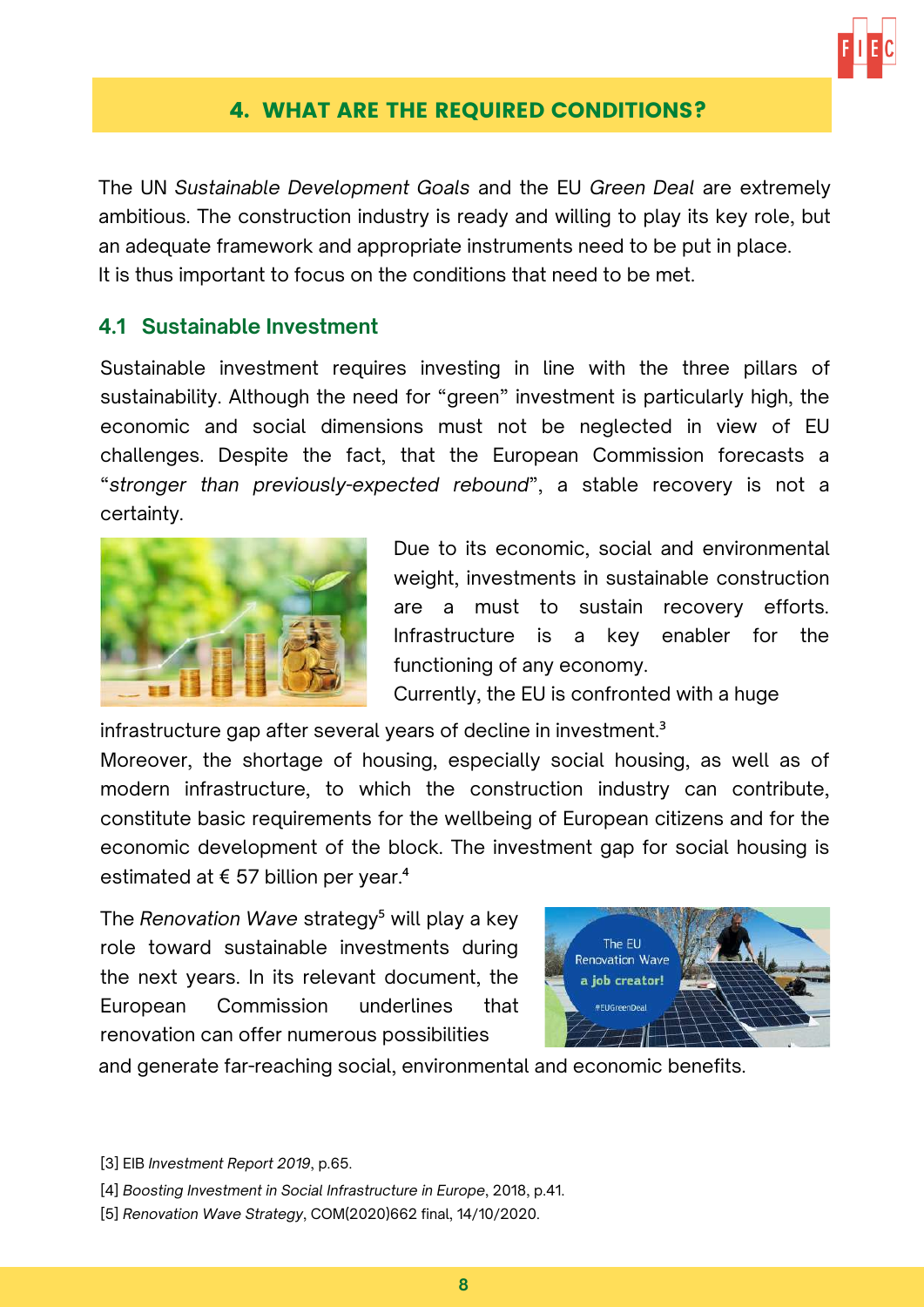## 4. WHAT ARE THE REQUIRED CONDITIONS?

The UN *Sustainable Development Goals* and the EU *Green Deal* are extremely ambitious. The construction industry is ready and willing to play its key role, but an adequate framework and appropriate instruments need to be put in place. It is thus important to focus on the conditions that need to be met.

### 4.1 Sustainable Investment

Sustainable investment requires investing in line with the three pillars of sustainability. Although the need for "green" investment is particularly high, the economic and social dimensions must not be neglected in view of EU challenges. Despite the fact, that the European Commission forecasts a "*stronger than previously-expected rebound*", a stable recovery is not a certainty.

Due to its economic, social and environmental weight, investments in sustainable construction are a must to sustain recovery efforts. Infrastructure is a key enabler for the functioning of any economy.

Currently, the EU is confronted with a huge infrastructure gap after several years of decline in investment.[3]

Moreover, the shortage of housing, especially social housing, as well as of modern infrastructure, to which the construction industry can contribute, constitute basic requirements for the wellbeing of European citizens and for the economic development of the block. The investment gap for social housing is estimated at € 57 billion per year.[4]

The *Renovation Wave* strategy[5] will play a key role toward sustainable investments during the next years. In its relevant document, the European Commission underlines that renovation can offer numerous possibilities and generate far-reaching social, environmental and economic benefits.

[3] EIB *Investment Report 2019*, p.65.

[4] *Boosting Investment in Social Infrastructure in Europe*, 2018, p.41.

[5] *Renovation Wave Strategy*, COM(2020)662 final, 14/10/2020.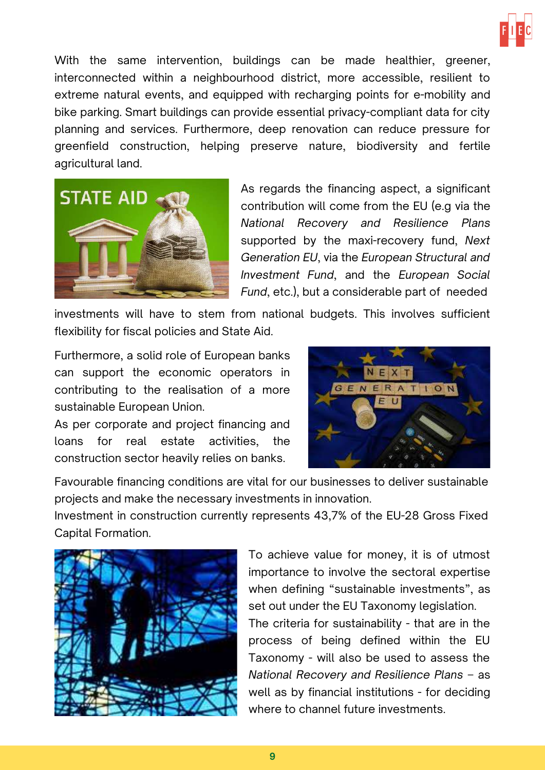With the same intervention, buildings can be made healthier, greener, interconnected within a neighbourhood district, more accessible, resilient to extreme natural events, and equipped with recharging points for e-mobility and bike parking. Smart buildings can provide essential privacy-compliant data for city planning and services. Furthermore, deep renovation can reduce pressure for greenfield construction, helping preserve nature, biodiversity and fertile agricultural land.

As regards the financing aspect, a significant contribution will come from the EU (e.g via the *National Recovery and Resilience Plans* supported by the maxi-recovery fund, *Next Generation EU*, via the *European Structural and Investment Fund*, and the *European Social Fund*, etc.), but a considerable part of needed investments will have to stem from national budgets. This involves sufficient flexibility for fiscal policies and State Aid.

Furthermore, a solid role of European banks can support the economic operators in contributing to the realisation of a more sustainable European Union.

As per corporate and project financing and loans for real estate activities, the construction sector heavily relies on banks.

Favourable financing conditions are vital for our businesses to deliver sustainable projects and make the necessary investments in innovation.

Investment in construction currently represents 43,7% of the EU-28 Gross Fixed Capital Formation.

To achieve value for money, it is of utmost importance to involve the sectoral expertise when defining "sustainable investments", as set out under the EU Taxonomy legislation.

The criteria for sustainability - that are in the process of being defined within the EU Taxonomy - will also be used to assess the *National Recovery and Resilience Plans* – as well as by financial institutions - for deciding where to channel future investments.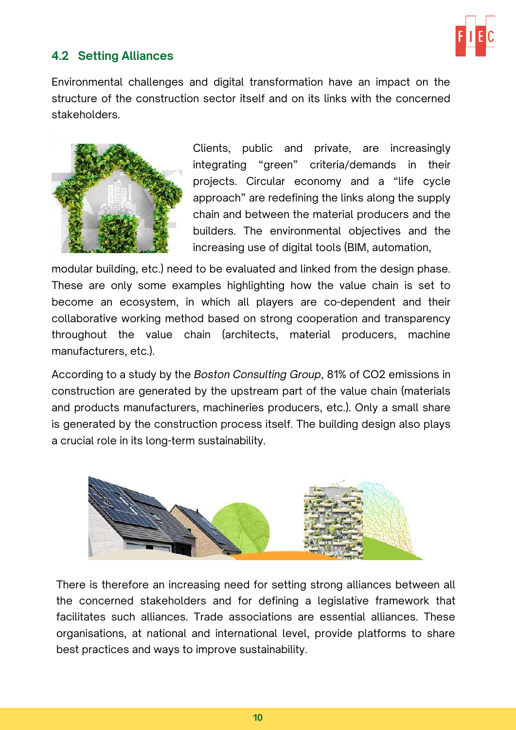## 4.2 Setting Alliances

Environmental challenges and digital transformation have an impact on the structure of the construction sector itself and on its links with the concerned stakeholders.

Clients, public and private, are increasingly integrating "green" criteria/demands in their projects. Circular economy and a "life cycle approach" are redefining the links along the supply chain and between the material producers and the builders. The environmental objectives and the increasing use of digital tools (BIM, automation, modular building, etc.) need to be evaluated and linked from the design phase. These are only some examples highlighting how the value chain is set to become an ecosystem, in which all players are co-dependent and their collaborative working method based on strong cooperation and transparency throughout the value chain (architects, material producers, machine manufacturers, etc.).

According to a study by the *Boston Consulting Group*, 81% of $CO_2$ emissions in construction are generated by the upstream part of the value chain (materials and products manufacturers, machineries producers, etc.). Only a small share is generated by the construction process itself. The building design also plays a crucial role in its long-term sustainability.

There is therefore an increasing need for setting strong alliances between all the concerned stakeholders and for defining a legislative framework that facilitates such alliances. Trade associations are essential alliances. These organisations, at national and international level, provide platforms to share best practices and ways to improve sustainability.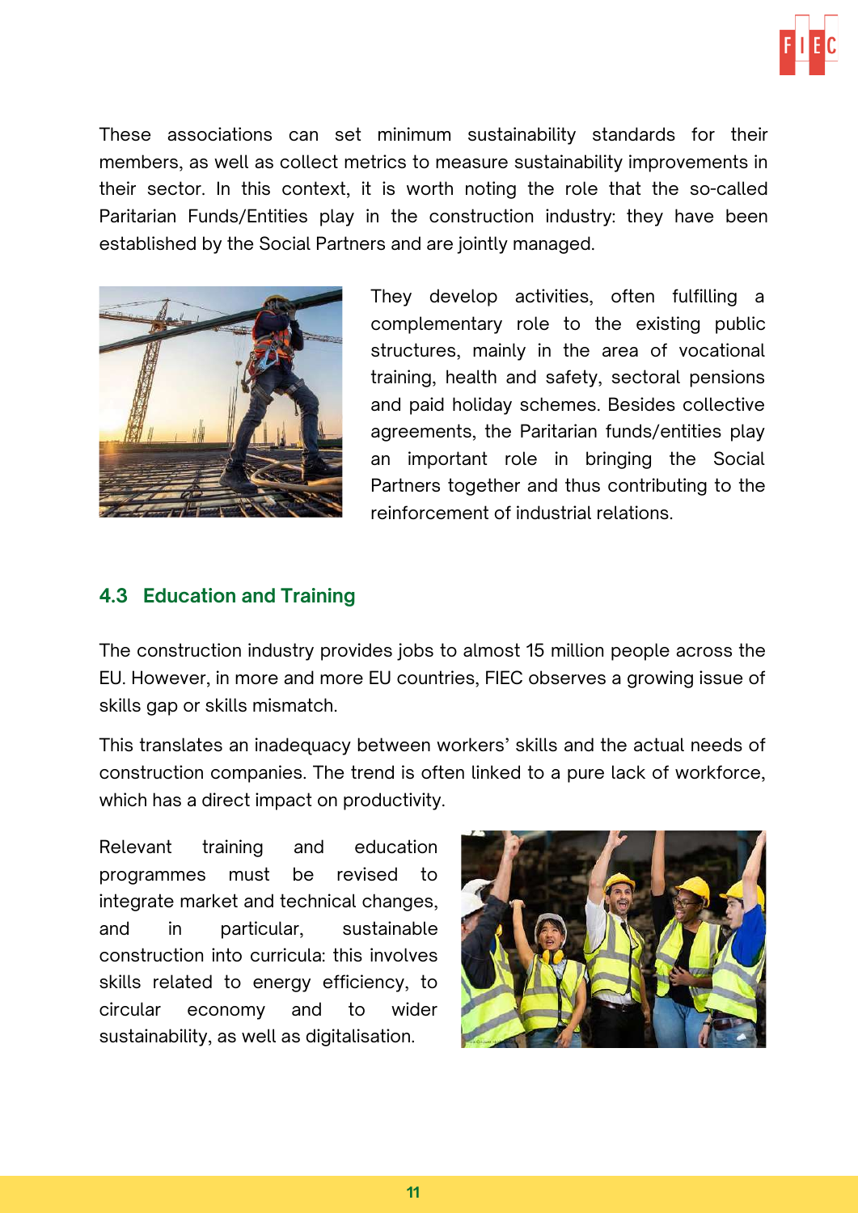These associations can set minimum sustainability standards for their members, as well as collect metrics to measure sustainability improvements in their sector. In this context, it is worth noting the role that the so-called Paritarian Funds/Entities play in the construction industry: they have been established by the Social Partners and are jointly managed.

They develop activities, often fulfilling a complementary role to the existing public structures, mainly in the area of vocational training, health and safety, sectoral pensions and paid holiday schemes. Besides collective agreements, the Paritarian funds/entities play an important role in bringing the Social Partners together and thus contributing to the reinforcement of industrial relations.

### 4.3 Education and Training

The construction industry provides jobs to almost 15 million people across the EU. However, in more and more EU countries, FIEC observes a growing issue of skills gap or skills mismatch.

This translates an inadequacy between workers' skills and the actual needs of construction companies. The trend is often linked to a pure lack of workforce, which has a direct impact on productivity.

Relevant training and education programmes must be revised to integrate market and technical changes, and in particular, sustainable construction into curricula: this involves skills related to energy efficiency, to circular economy and to wider sustainability, as well as digitalisation.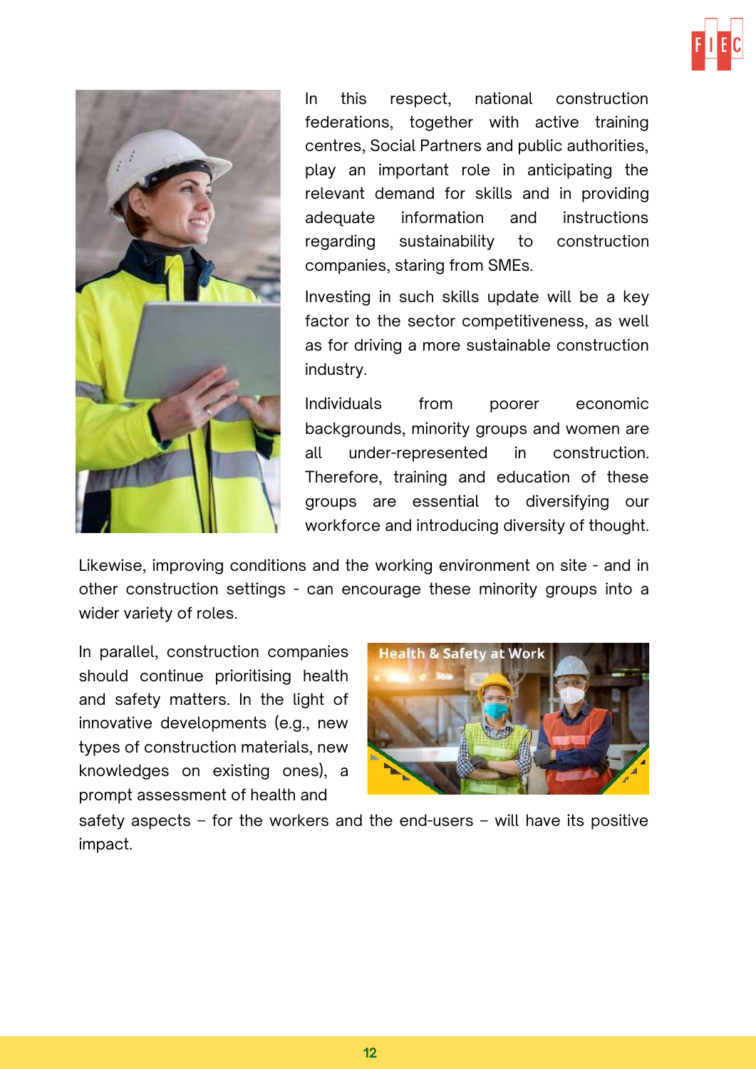In this respect, national construction federations, together with active training centres, Social Partners and public authorities, play an important role in anticipating the relevant demand for skills and in providing adequate information and instructions regarding sustainability to construction companies, staring from SMEs.

Investing in such skills update will be a key factor to the sector competitiveness, as well as for driving a more sustainable construction industry.

Individuals from poorer economic backgrounds, minority groups and women are all under-represented in construction. Therefore, training and education of these groups are essential to diversifying our workforce and introducing diversity of thought.

Likewise, improving conditions and the working environment on site - and in other construction settings - can encourage these minority groups into a wider variety of roles.

In parallel, construction companies should continue prioritising health and safety matters. In the light of innovative developments (e.g., new types of construction materials, new knowledges on existing ones), a prompt assessment of health and safety aspects – for the workers and the end-users – will have its positive impact.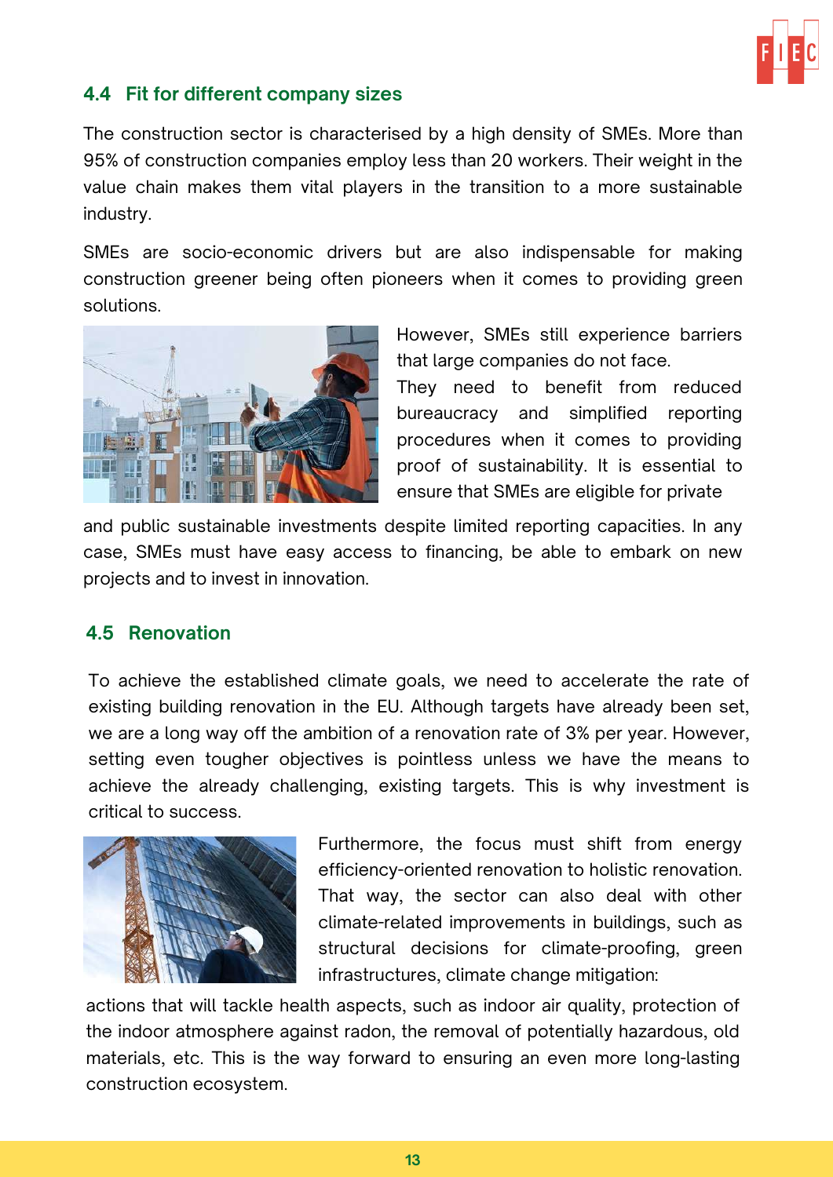## 4.4 Fit for different company sizes

The construction sector is characterised by a high density of SMEs. More than 95% of construction companies employ less than 20 workers. Their weight in the value chain makes them vital players in the transition to a more sustainable industry.

SMEs are socio-economic drivers but are also indispensable for making construction greener being often pioneers when it comes to providing green solutions.

However, SMEs still experience barriers that large companies do not face. They need to benefit from reduced bureaucracy and simplified reporting procedures when it comes to providing proof of sustainability. It is essential to ensure that SMEs are eligible for private and public sustainable investments despite limited reporting capacities. In any case, SMEs must have easy access to financing, be able to embark on new projects and to invest in innovation.

## 4.5 Renovation

To achieve the established climate goals, we need to accelerate the rate of existing building renovation in the EU. Although targets have already been set, we are a long way off the ambition of a renovation rate of 3% per year. However, setting even tougher objectives is pointless unless we have the means to achieve the already challenging, existing targets. This is why investment is critical to success.

Furthermore, the focus must shift from energy efficiency-oriented renovation to holistic renovation. That way, the sector can also deal with other climate-related improvements in buildings, such as structural decisions for climate-proofing, green infrastructures, climate change mitigation: actions that will tackle health aspects, such as indoor air quality, protection of the indoor atmosphere against radon, the removal of potentially hazardous, old materials, etc. This is the way forward to ensuring an even more long-lasting construction ecosystem.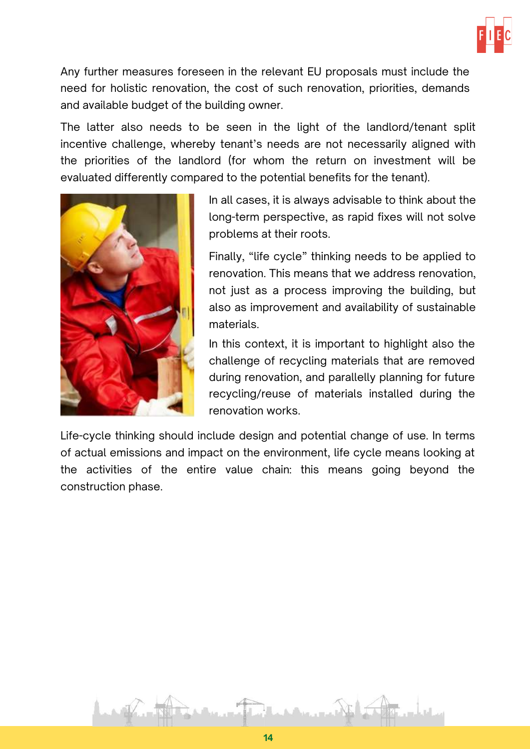Any further measures foreseen in the relevant EU proposals must include the need for holistic renovation, the cost of such renovation, priorities, demands and available budget of the building owner.

The latter also needs to be seen in the light of the landlord/tenant split incentive challenge, whereby tenant's needs are not necessarily aligned with the priorities of the landlord (for whom the return on investment will be evaluated differently compared to the potential benefits for the tenant).

In all cases, it is always advisable to think about the long-term perspective, as rapid fixes will not solve problems at their roots.

Finally, "life cycle" thinking needs to be applied to renovation. This means that we address renovation, not just as a process improving the building, but also as improvement and availability of sustainable materials.

In this context, it is important to highlight also the challenge of recycling materials that are removed during renovation, and parallelly planning for future recycling/reuse of materials installed during the renovation works.

Life-cycle thinking should include design and potential change of use. In terms of actual emissions and impact on the environment, life cycle means looking at the activities of the entire value chain: this means going beyond the construction phase.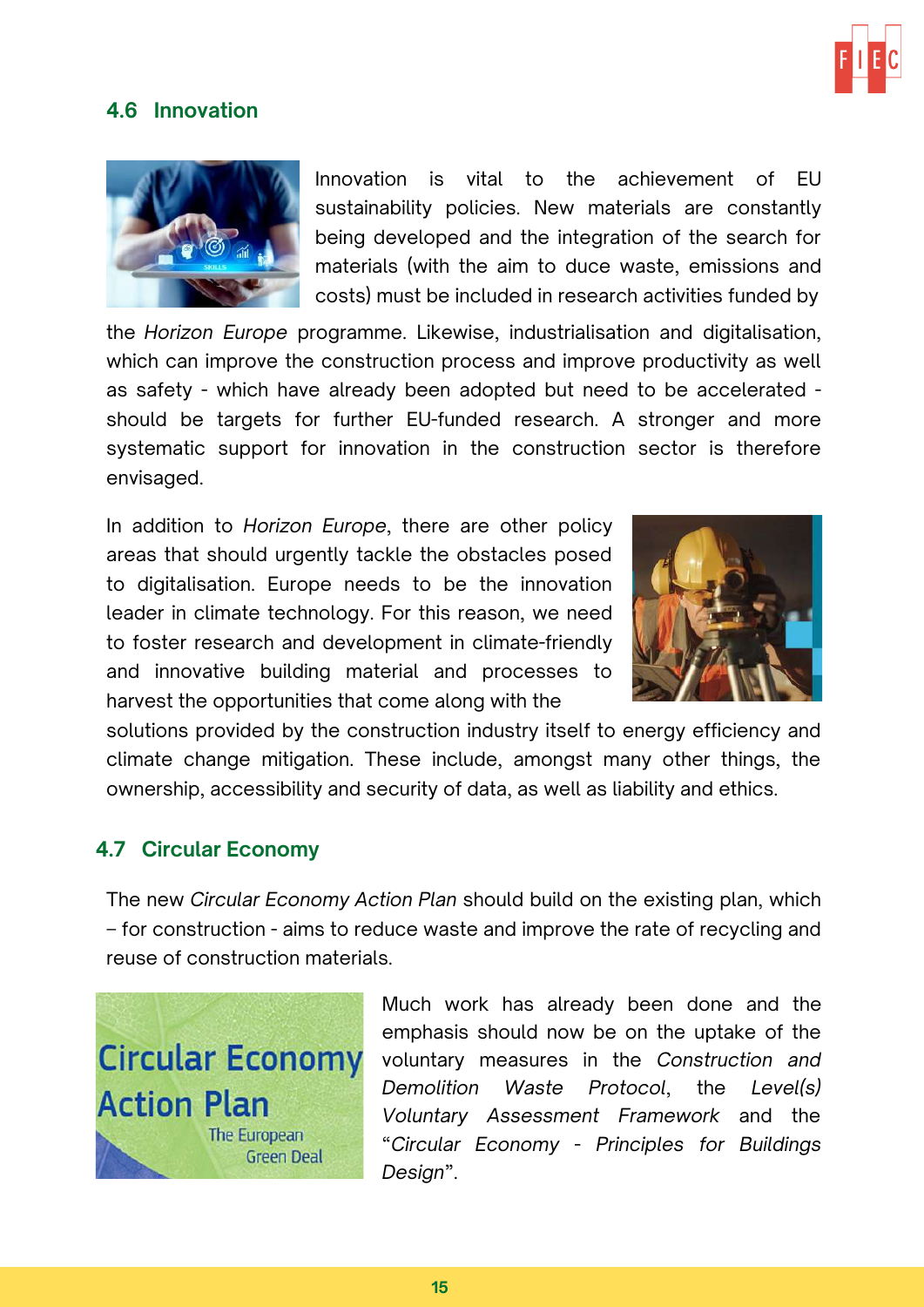## 4.6 Innovation

Innovation is vital to the achievement of EU sustainability policies. New materials are constantly being developed and the integration of the search for materials (with the aim to duce waste, emissions and costs) must be included in research activities funded by the *Horizon Europe* programme. Likewise, industrialisation and digitalisation, which can improve the construction process and improve productivity as well as safety - which have already been adopted but need to be accelerated - should be targets for further EU-funded research. A stronger and more systematic support for innovation in the construction sector is therefore envisaged.

In addition to *Horizon Europe*, there are other policy areas that should urgently tackle the obstacles posed to digitalisation. Europe needs to be the innovation leader in climate technology. For this reason, we need to foster research and development in climate-friendly and innovative building material and processes to harvest the opportunities that come along with the solutions provided by the construction industry itself to energy efficiency and climate change mitigation. These include, amongst many other things, the ownership, accessibility and security of data, as well as liability and ethics.

## 4.7 Circular Economy

The new *Circular Economy Action Plan* should build on the existing plan, which – for construction - aims to reduce waste and improve the rate of recycling and reuse of construction materials.

Much work has already been done and the emphasis should now be on the uptake of the voluntary measures in the *Construction and Demolition Waste Protocol*, the *Level(s) Voluntary Assessment Framework* and the "*Circular Economy - Principles for Buildings Design*".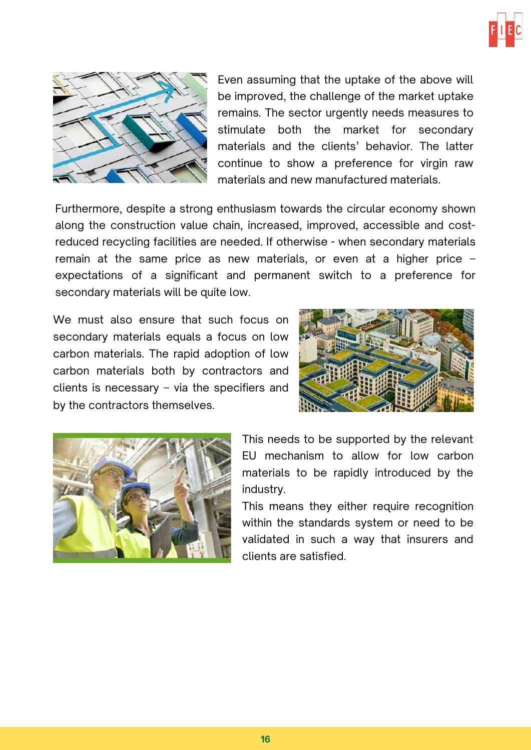Even assuming that the uptake of the above will be improved, the challenge of the market uptake remains. The sector urgently needs measures to stimulate both the market for secondary materials and the clients' behavior. The latter continue to show a preference for virgin raw materials and new manufactured materials.

Furthermore, despite a strong enthusiasm towards the circular economy shown along the construction value chain, increased, improved, accessible and cost-reduced recycling facilities are needed. If otherwise - when secondary materials remain at the same price as new materials, or even at a higher price – expectations of a significant and permanent switch to a preference for secondary materials will be quite low.

We must also ensure that such focus on secondary materials equals a focus on low carbon materials. The rapid adoption of low carbon materials both by contractors and clients is necessary – via the specifiers and by the contractors themselves.

This needs to be supported by the relevant EU mechanism to allow for low carbon materials to be rapidly introduced by the industry.

This means they either require recognition within the standards system or need to be validated in such a way that insurers and clients are satisfied.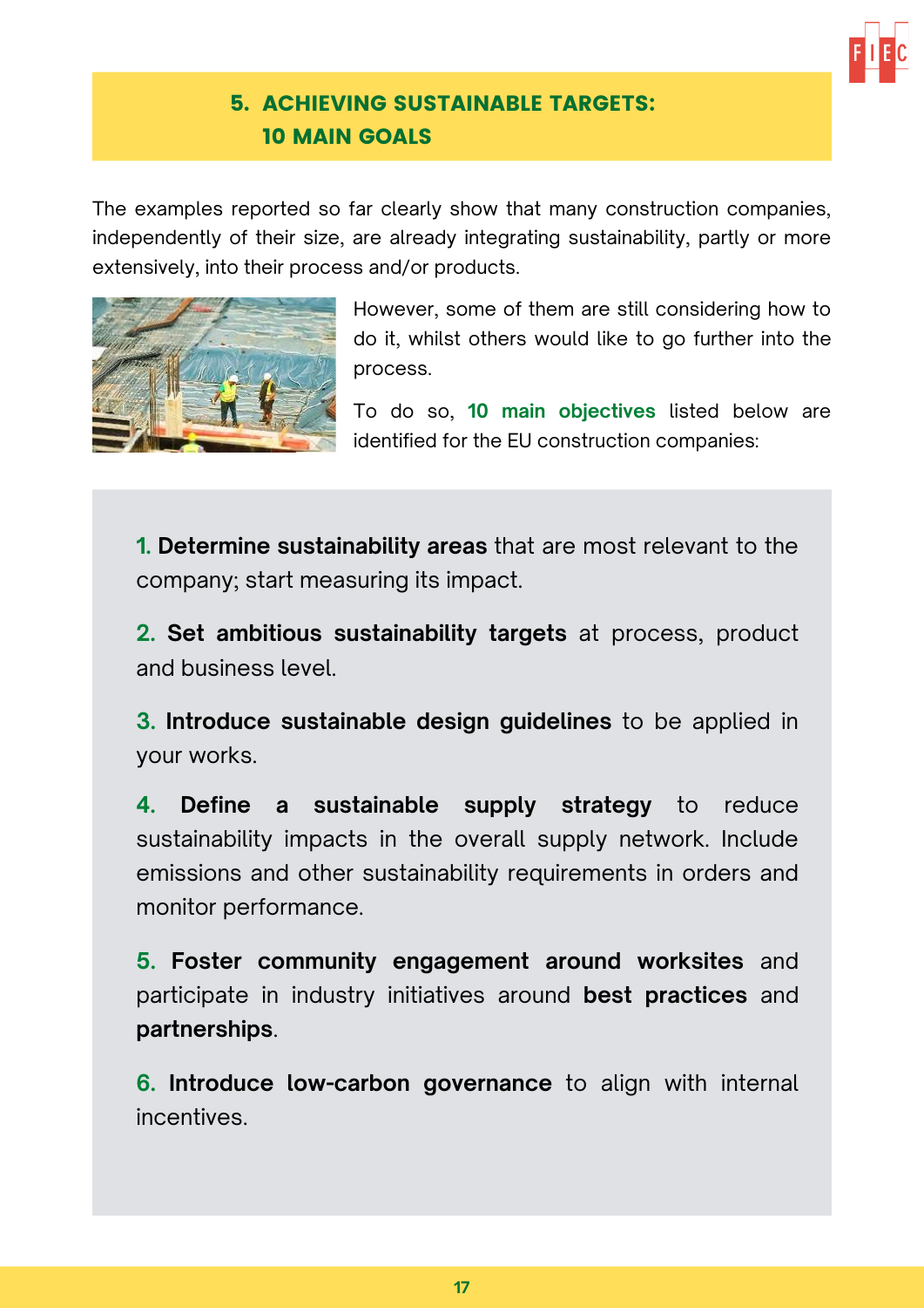## 5. ACHIEVING SUSTAINABLE TARGETS: 10 MAIN GOALS

The examples reported so far clearly show that many construction companies, independently of their size, are already integrating sustainability, partly or more extensively, into their process and/or products.

However, some of them are still considering how to do it, whilst others would like to go further into the process.

To do so, **10 main objectives** listed below are identified for the EU construction companies:

1. **Determine sustainability areas** that are most relevant to the company; start measuring its impact.

2. **Set ambitious sustainability targets** at process, product and business level.

3. **Introduce sustainable design guidelines** to be applied in your works.

4. **Define a sustainable supply strategy** to reduce sustainability impacts in the overall supply network. Include emissions and other sustainability requirements in orders and monitor performance.

5. **Foster community engagement around worksites** and participate in industry initiatives around **best practices** and **partnerships**.

6. **Introduce low-carbon governance** to align with internal incentives.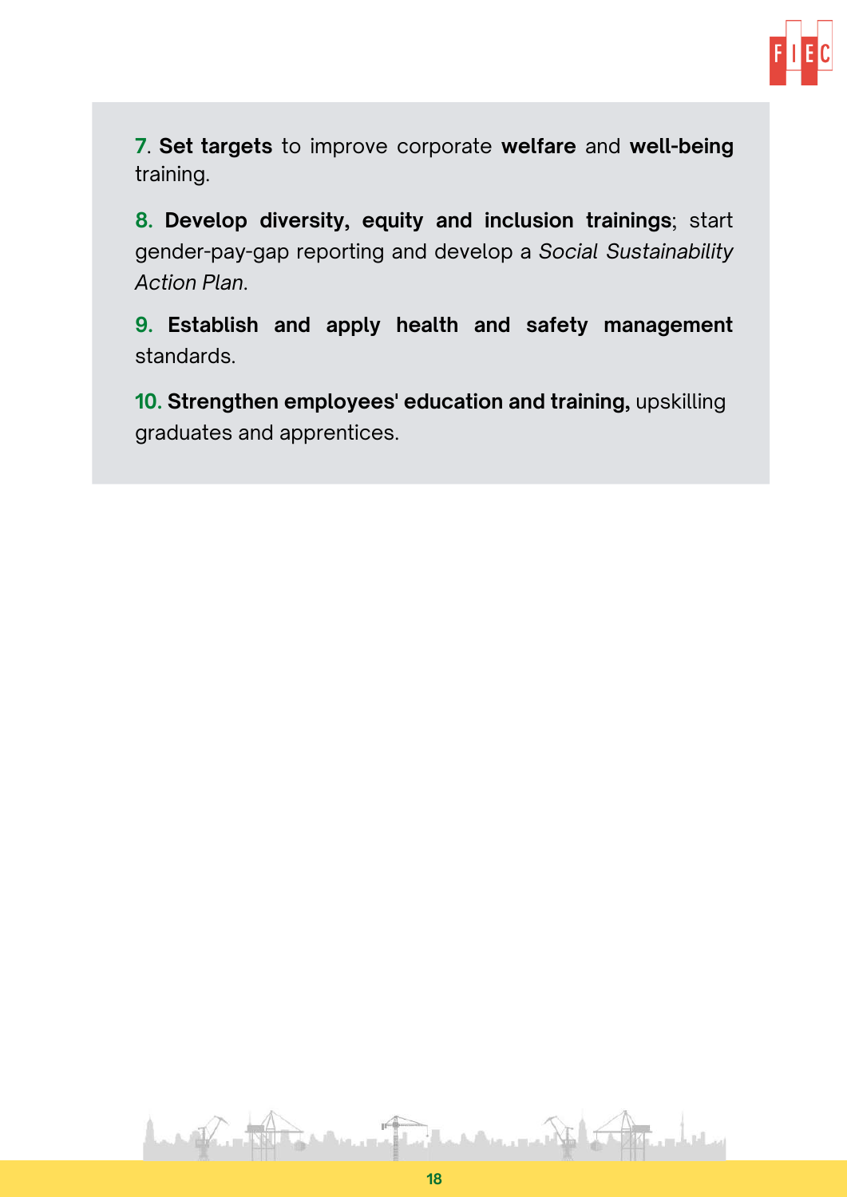7. **Set targets** to improve corporate **welfare** and **well-being** training.

8. **Develop diversity, equity and inclusion trainings**; start gender-pay-gap reporting and develop a *Social Sustainability Action Plan*.

9. **Establish and apply health and safety management** standards.

10. **Strengthen employees' education and training,** upskilling graduates and apprentices.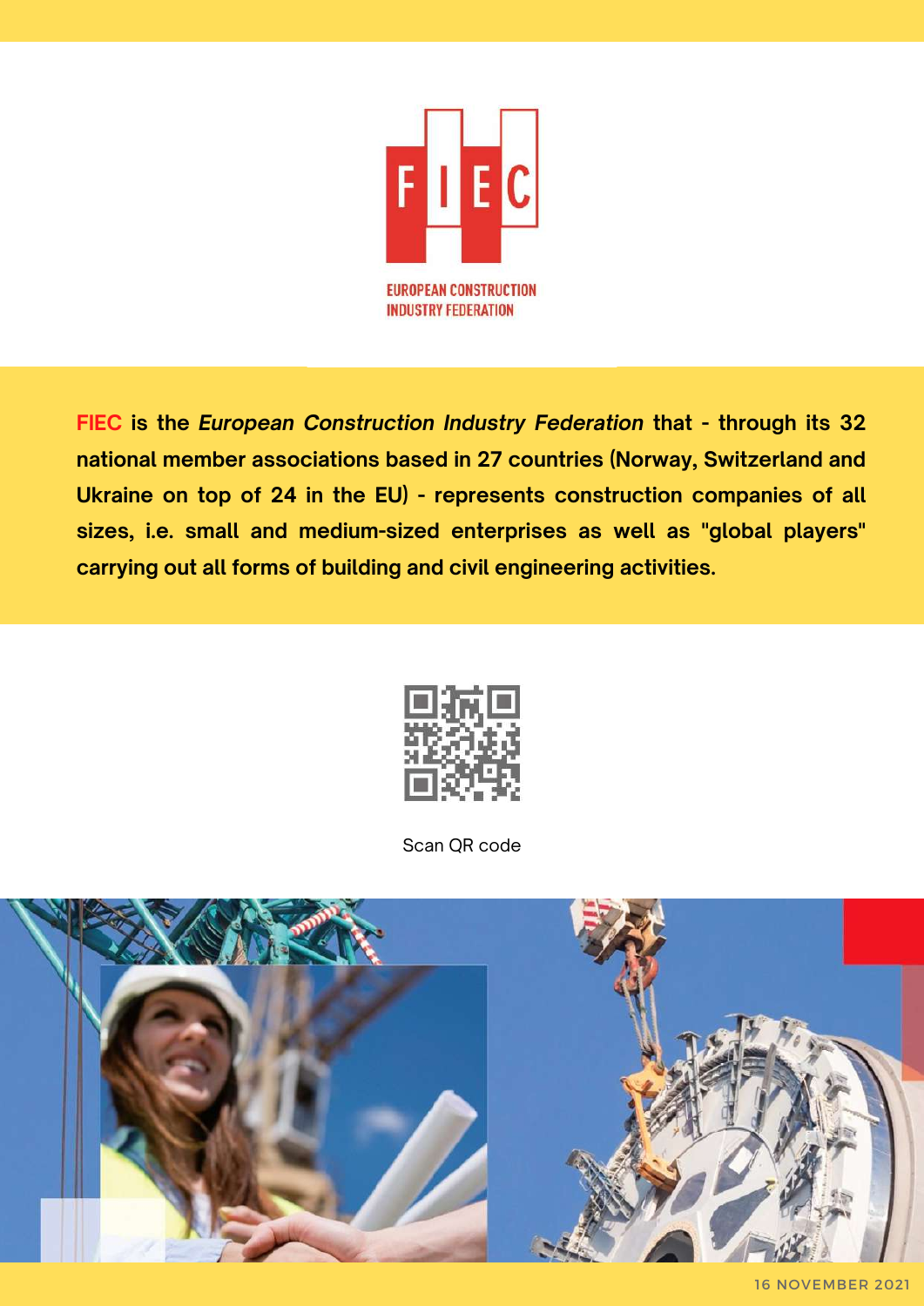EUROPEAN CONSTRUCTION INDUSTRY FEDERATION

**FIEC is the *European Construction Industry Federation* that - through its 32 national member associations based in 27 countries (Norway, Switzerland and Ukraine on top of 24 in the EU) - represents construction companies of all sizes, i.e. small and medium-sized enterprises as well as "global players" carrying out all forms of building and civil engineering activities.**

Scan QR code

16 NOVEMBER 2021